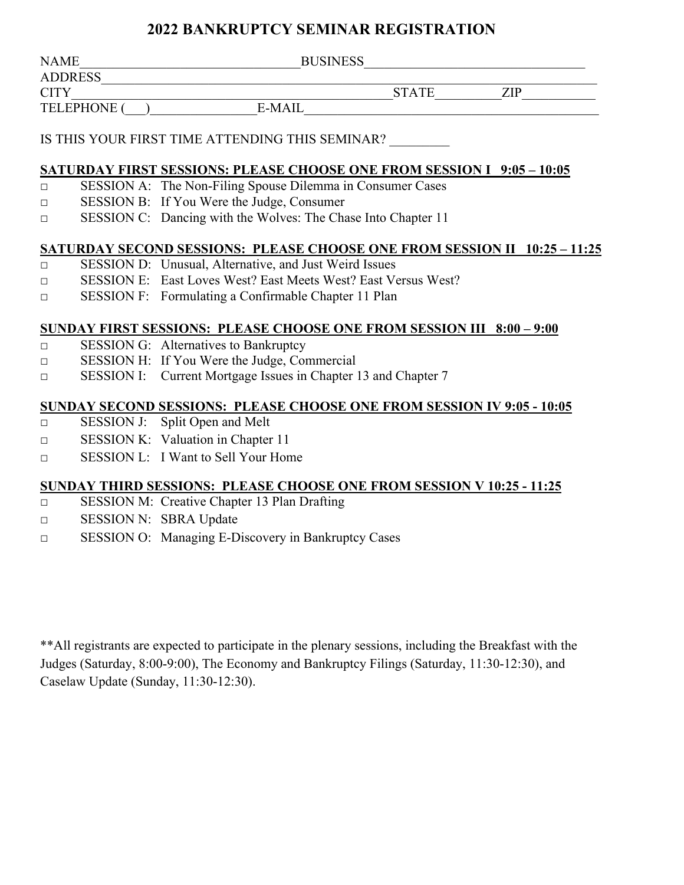# 2022 BANKRUPTCY SEMINAR REGISTRATION

NAME________________________________BUSINESS________________________________
ADDRESS____________________________________________________________________
CITY______________________________________________STATE_________ZIP__________
TELEPHONE (___)_______________E-MAIL_________________________________________

IS THIS YOUR FIRST TIME ATTENDING THIS SEMINAR? _________

**SATURDAY FIRST SESSIONS: PLEASE CHOOSE ONE FROM SESSION I 9:05 – 10:05**

- □ SESSION A: The Non-Filing Spouse Dilemma in Consumer Cases
- □ SESSION B: If You Were the Judge, Consumer
- □ SESSION C: Dancing with the Wolves: The Chase Into Chapter 11

**SATURDAY SECOND SESSIONS: PLEASE CHOOSE ONE FROM SESSION II 10:25 – 11:25**

- □ SESSION D: Unusual, Alternative, and Just Weird Issues
- □ SESSION E: East Loves West? East Meets West? East Versus West?
- □ SESSION F: Formulating a Confirmable Chapter 11 Plan

**SUNDAY FIRST SESSIONS: PLEASE CHOOSE ONE FROM SESSION III 8:00 – 9:00**

- □ SESSION G: Alternatives to Bankruptcy
- □ SESSION H: If You Were the Judge, Commercial
- □ SESSION I: Current Mortgage Issues in Chapter 13 and Chapter 7

**SUNDAY SECOND SESSIONS: PLEASE CHOOSE ONE FROM SESSION IV 9:05 - 10:05**

- □ SESSION J: Split Open and Melt
- □ SESSION K: Valuation in Chapter 11
- □ SESSION L: I Want to Sell Your Home

**SUNDAY THIRD SESSIONS: PLEASE CHOOSE ONE FROM SESSION V 10:25 - 11:25**

- □ SESSION M: Creative Chapter 13 Plan Drafting
- □ SESSION N: SBRA Update
- □ SESSION O: Managing E-Discovery in Bankruptcy Cases

**All registrants are expected to participate in the plenary sessions, including the Breakfast with the Judges (Saturday, 8:00-9:00), The Economy and Bankruptcy Filings (Saturday, 11:30-12:30), and Caselaw Update (Sunday, 11:30-12:30).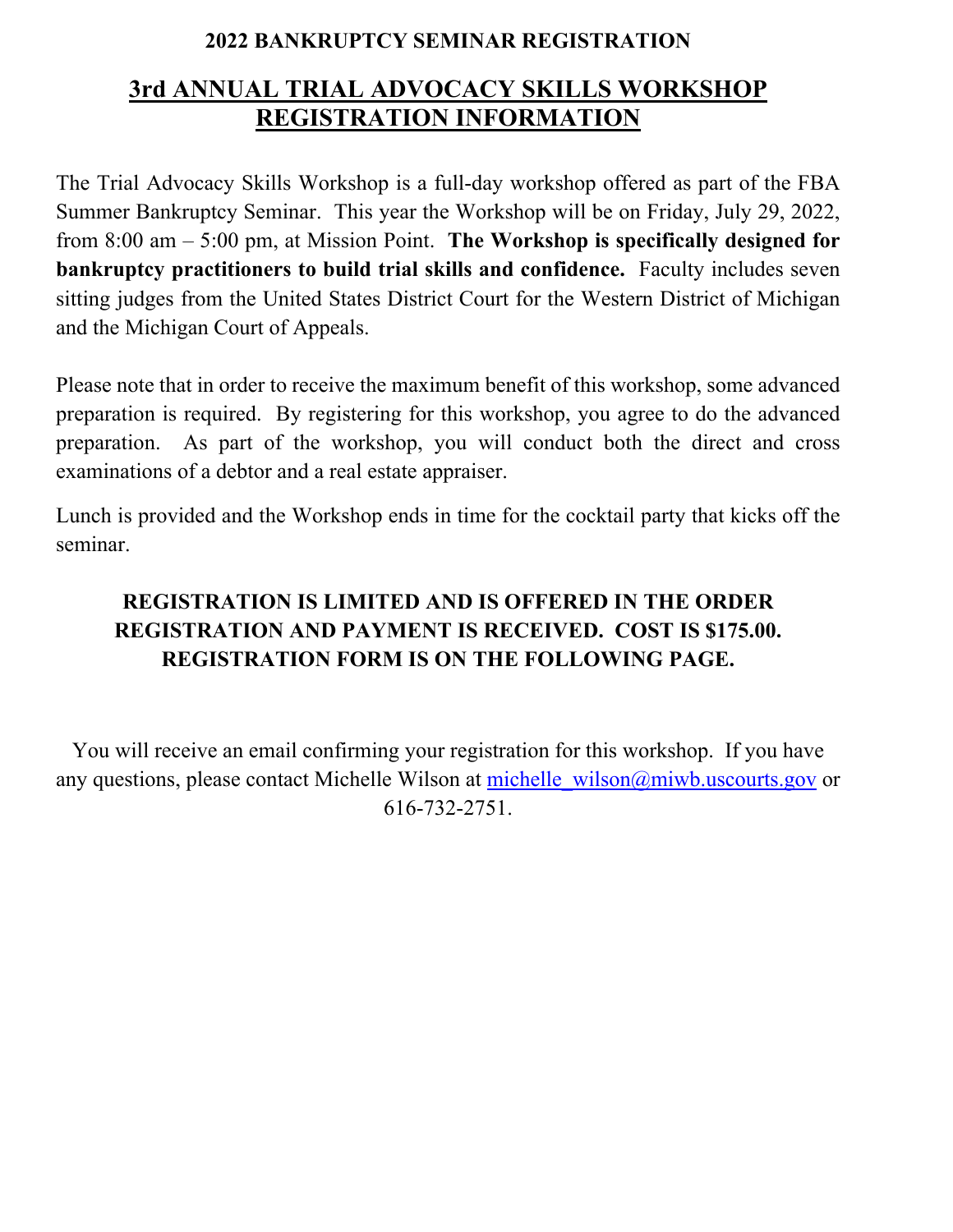**2022 BANKRUPTCY SEMINAR REGISTRATION**

# 3rd ANNUAL TRIAL ADVOCACY SKILLS WORKSHOP REGISTRATION INFORMATION

The Trial Advocacy Skills Workshop is a full-day workshop offered as part of the FBA Summer Bankruptcy Seminar. This year the Workshop will be on Friday, July 29, 2022, from 8:00 am – 5:00 pm, at Mission Point. **The Workshop is specifically designed for bankruptcy practitioners to build trial skills and confidence.** Faculty includes seven sitting judges from the United States District Court for the Western District of Michigan and the Michigan Court of Appeals.

Please note that in order to receive the maximum benefit of this workshop, some advanced preparation is required. By registering for this workshop, you agree to do the advanced preparation. As part of the workshop, you will conduct both the direct and cross examinations of a debtor and a real estate appraiser.

Lunch is provided and the Workshop ends in time for the cocktail party that kicks off the seminar.

**REGISTRATION IS LIMITED AND IS OFFERED IN THE ORDER REGISTRATION AND PAYMENT IS RECEIVED. COST IS $175.00. REGISTRATION FORM IS ON THE FOLLOWING PAGE.**

You will receive an email confirming your registration for this workshop. If you have any questions, please contact Michelle Wilson at michelle_wilson@miwb.uscourts.gov or 616-732-2751.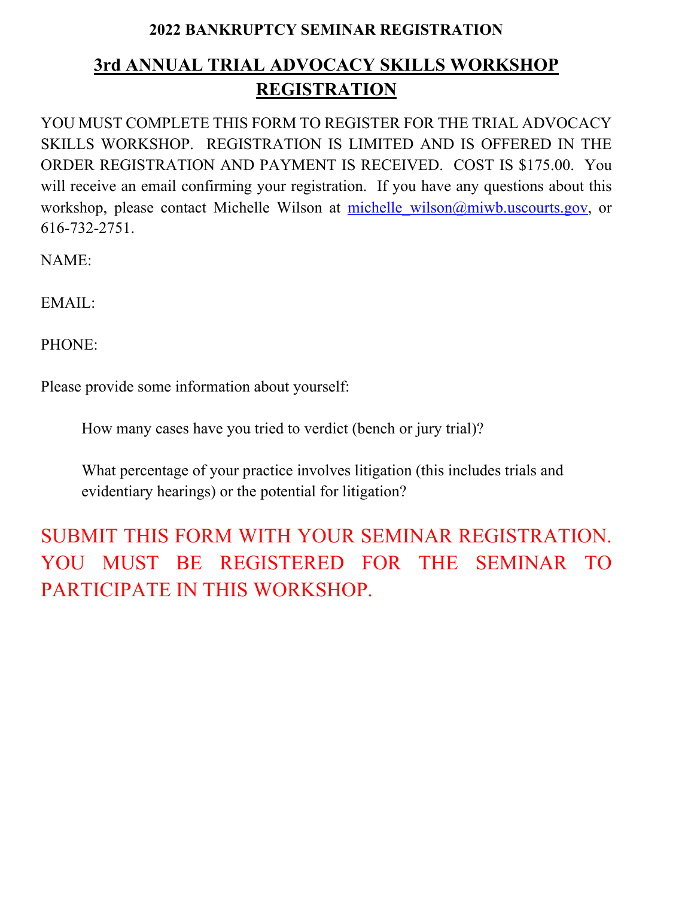**2022 BANKRUPTCY SEMINAR REGISTRATION**

# 3rd ANNUAL TRIAL ADVOCACY SKILLS WORKSHOP REGISTRATION

YOU MUST COMPLETE THIS FORM TO REGISTER FOR THE TRIAL ADVOCACY SKILLS WORKSHOP. REGISTRATION IS LIMITED AND IS OFFERED IN THE ORDER REGISTRATION AND PAYMENT IS RECEIVED. COST IS $175.00. You will receive an email confirming your registration. If you have any questions about this workshop, please contact Michelle Wilson at michelle_wilson@miwb.uscourts.gov, or 616-732-2751.

NAME:

EMAIL:

PHONE:

Please provide some information about yourself:

> How many cases have you tried to verdict (bench or jury trial)?
>
> What percentage of your practice involves litigation (this includes trials and evidentiary hearings) or the potential for litigation?

SUBMIT THIS FORM WITH YOUR SEMINAR REGISTRATION. YOU MUST BE REGISTERED FOR THE SEMINAR TO PARTICIPATE IN THIS WORKSHOP.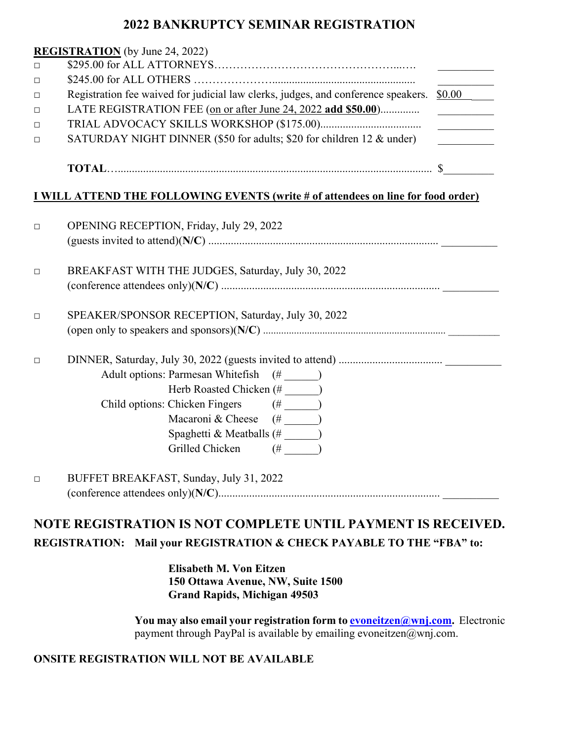# 2022 BANKRUPTCY SEMINAR REGISTRATION

**REGISTRATION** (by June 24, 2022)

- □ $295.00 for ALL ATTORNEYS…………………………………………...…. __________
- □ $245.00 for ALL OTHERS ………………….................................................. __________
- □ Registration fee waived for judicial law clerks, judges, and conference speakers. $0.00
- □ LATE REGISTRATION FEE (on or after June 24, 2022 **add $50.00**).............. __________
- □ TRIAL ADVOCACY SKILLS WORKSHOP ($175.00)..................................... __________
- □ SATURDAY NIGHT DINNER ($50 for adults; $20 for children 12 & under) __________

**TOTAL**…............................................................................................................. $__________

**I WILL ATTEND THE FOLLOWING EVENTS (write # of attendees on line for food order)**

- □ OPENING RECEPTION, Friday, July 29, 2022
  (guests invited to attend)(**N/C**) .................................................................................. __________

- □ BREAKFAST WITH THE JUDGES, Saturday, July 30, 2022
  (conference attendees only)(**N/C**) .............................................................................. __________

- □ SPEAKER/SPONSOR RECEPTION, Saturday, July 30, 2022
  (open only to speakers and sponsors)(**N/C**) ..................................................................... __________

- □ DINNER, Saturday, July 30, 2022 (guests invited to attend) ..................................... __________
  - Adult options: Parmesan Whitefish (# ______)
    - Herb Roasted Chicken (# ______)
  - Child options: Chicken Fingers (# ______)
    - Macaroni & Cheese (# ______)
    - Spaghetti & Meatballs (# ______)
    - Grilled Chicken (# ______)

- □ BUFFET BREAKFAST, Sunday, July 31, 2022
  (conference attendees only)(**N/C**)................................................................................ __________

## NOTE REGISTRATION IS NOT COMPLETE UNTIL PAYMENT IS RECEIVED.

**REGISTRATION: Mail your REGISTRATION & CHECK PAYABLE TO THE "FBA" to:**

**Elisabeth M. Von Eitzen**
**150 Ottawa Avenue, NW, Suite 1500**
**Grand Rapids, Michigan 49503**

**You may also email your registration form to evoneitzen@wnj.com.** Electronic payment through PayPal is available by emailing evoneitzen@wnj.com.

**ONSITE REGISTRATION WILL NOT BE AVAILABLE**